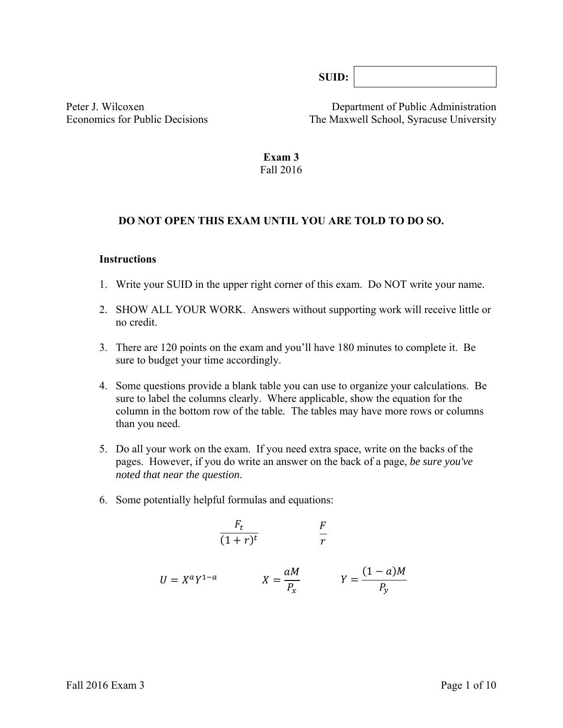**SUID:** 

Peter J. Wilcoxen
Economics for Public Decisions

Department of Public Administration
The Maxwell School, Syracuse University

# Exam 3
Fall 2016

**DO NOT OPEN THIS EXAM UNTIL YOU ARE TOLD TO DO SO.**

### Instructions

1. Write your SUID in the upper right corner of this exam. Do NOT write your name.

2. SHOW ALL YOUR WORK. Answers without supporting work will receive little or no credit.

3. There are 120 points on the exam and you'll have 180 minutes to complete it. Be sure to budget your time accordingly.

4. Some questions provide a blank table you can use to organize your calculations. Be sure to label the columns clearly. Where applicable, show the equation for the column in the bottom row of the table. The tables may have more rows or columns than you need.

5. Do all your work on the exam. If you need extra space, write on the backs of the pages. However, if you do write an answer on the back of a page, *be sure you've noted that near the question*.

6. Some potentially helpful formulas and equations:

$$\frac{F_t}{(1+r)^t} \qquad \frac{F}{r}$$

$$U = X^a Y^{1-a} \qquad X = \frac{aM}{P_x} \qquad Y = \frac{(1-a)M}{P_y}$$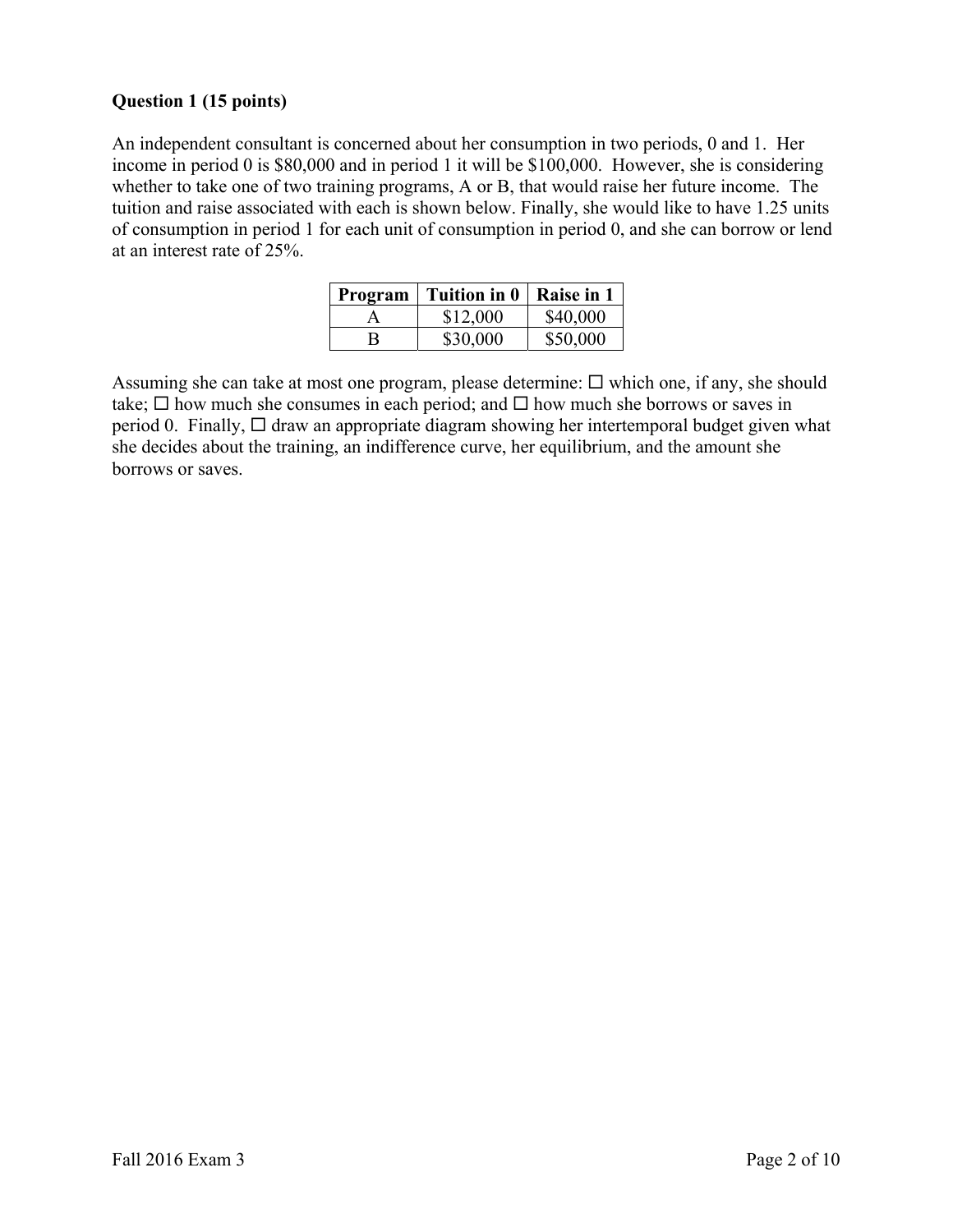**Question 1 (15 points)**

An independent consultant is concerned about her consumption in two periods, 0 and 1. Her income in period 0 is $80,000 and in period 1 it will be $100,000. However, she is considering whether to take one of two training programs, A or B, that would raise her future income. The tuition and raise associated with each is shown below. Finally, she would like to have 1.25 units of consumption in period 1 for each unit of consumption in period 0, and she can borrow or lend at an interest rate of 25%.

| Program | Tuition in 0 | Raise in 1 |
|---|---|---|
| A | $12,000 | $40,000 |
| B | $30,000 | $50,000 |

Assuming she can take at most one program, please determine: ☐ which one, if any, she should take; ☐ how much she consumes in each period; and ☐ how much she borrows or saves in period 0. Finally, ☐ draw an appropriate diagram showing her intertemporal budget given what she decides about the training, an indifference curve, her equilibrium, and the amount she borrows or saves.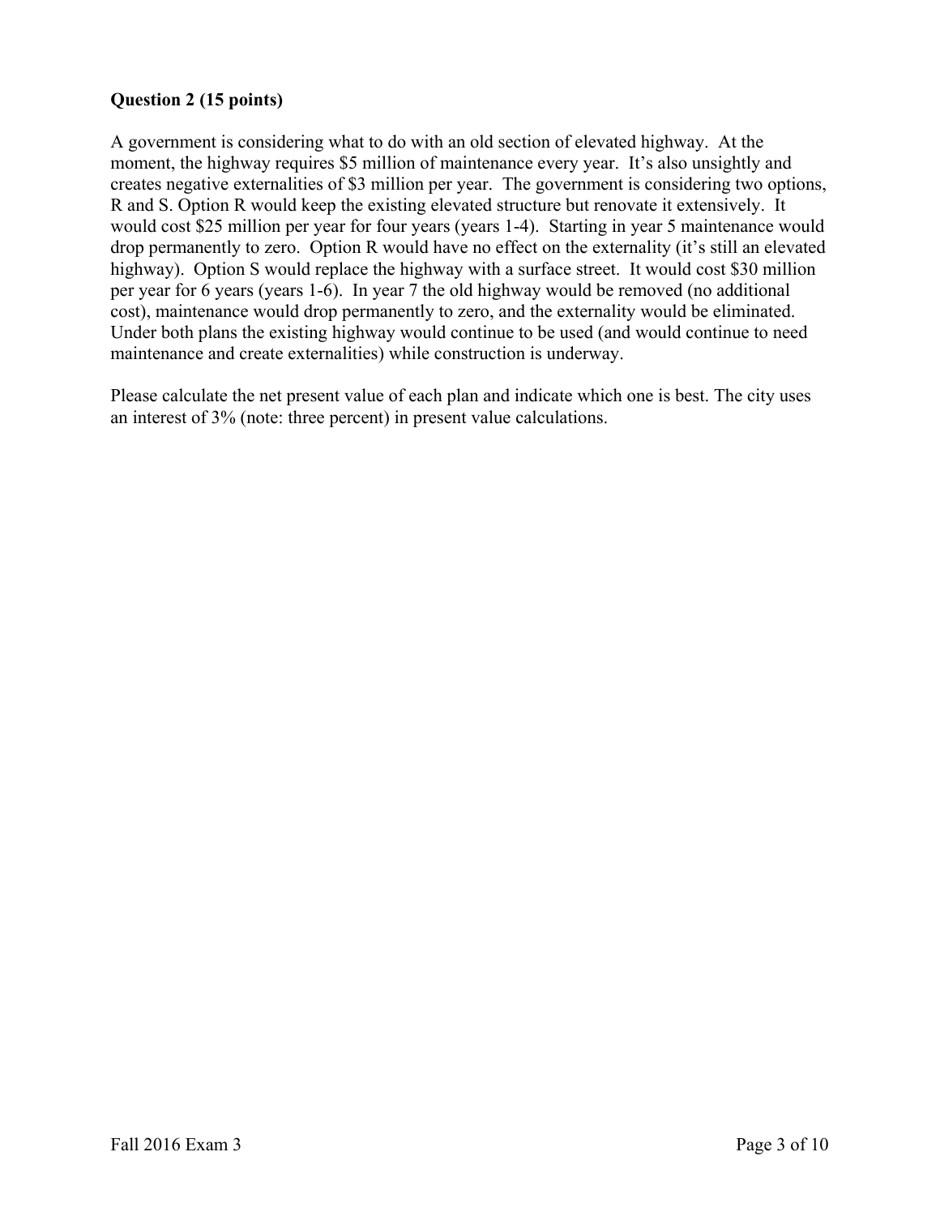**Question 2 (15 points)**

A government is considering what to do with an old section of elevated highway. At the moment, the highway requires $5 million of maintenance every year. It's also unsightly and creates negative externalities of $3 million per year. The government is considering two options, R and S. Option R would keep the existing elevated structure but renovate it extensively. It would cost $25 million per year for four years (years 1-4). Starting in year 5 maintenance would drop permanently to zero. Option R would have no effect on the externality (it's still an elevated highway). Option S would replace the highway with a surface street. It would cost $30 million per year for 6 years (years 1-6). In year 7 the old highway would be removed (no additional cost), maintenance would drop permanently to zero, and the externality would be eliminated. Under both plans the existing highway would continue to be used (and would continue to need maintenance and create externalities) while construction is underway.

Please calculate the net present value of each plan and indicate which one is best. The city uses an interest of 3% (note: three percent) in present value calculations.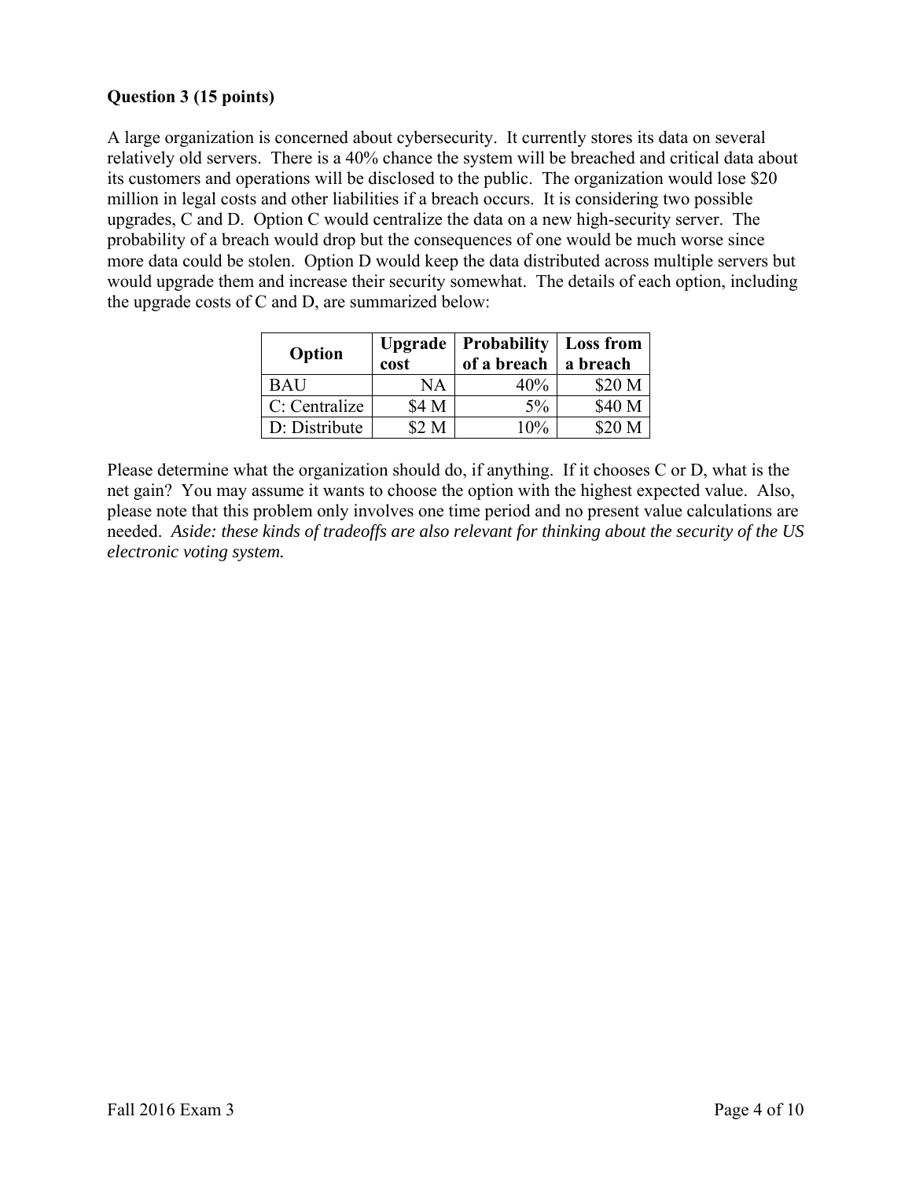**Question 3 (15 points)**

A large organization is concerned about cybersecurity. It currently stores its data on several relatively old servers. There is a 40% chance the system will be breached and critical data about its customers and operations will be disclosed to the public. The organization would lose $20 million in legal costs and other liabilities if a breach occurs. It is considering two possible upgrades, C and D. Option C would centralize the data on a new high-security server. The probability of a breach would drop but the consequences of one would be much worse since more data could be stolen. Option D would keep the data distributed across multiple servers but would upgrade them and increase their security somewhat. The details of each option, including the upgrade costs of C and D, are summarized below:

| Option | Upgrade cost | Probability of a breach | Loss from a breach |
|---|---:|---:|---:|
| BAU | NA | 40% | $20 M |
| C: Centralize | $4 M | 5% | $40 M |
| D: Distribute | $2 M | 10% | $20 M |

Please determine what the organization should do, if anything. If it chooses C or D, what is the net gain? You may assume it wants to choose the option with the highest expected value. Also, please note that this problem only involves one time period and no present value calculations are needed. *Aside: these kinds of tradeoffs are also relevant for thinking about the security of the US electronic voting system.*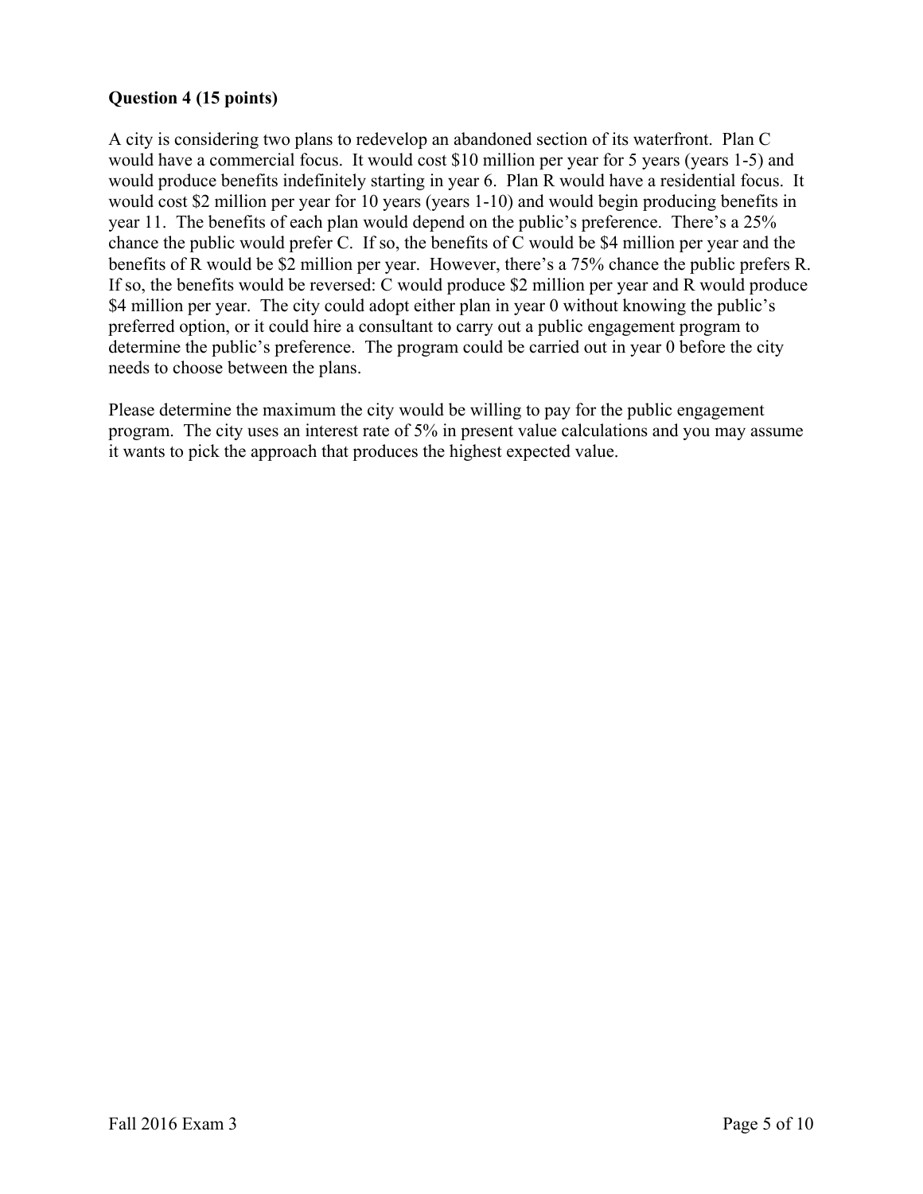**Question 4 (15 points)**

A city is considering two plans to redevelop an abandoned section of its waterfront. Plan C would have a commercial focus. It would cost $10 million per year for 5 years (years 1-5) and would produce benefits indefinitely starting in year 6. Plan R would have a residential focus. It would cost $2 million per year for 10 years (years 1-10) and would begin producing benefits in year 11. The benefits of each plan would depend on the public's preference. There's a 25% chance the public would prefer C. If so, the benefits of C would be $4 million per year and the benefits of R would be $2 million per year. However, there's a 75% chance the public prefers R. If so, the benefits would be reversed: C would produce $2 million per year and R would produce $4 million per year. The city could adopt either plan in year 0 without knowing the public's preferred option, or it could hire a consultant to carry out a public engagement program to determine the public's preference. The program could be carried out in year 0 before the city needs to choose between the plans.

Please determine the maximum the city would be willing to pay for the public engagement program. The city uses an interest rate of 5% in present value calculations and you may assume it wants to pick the approach that produces the highest expected value.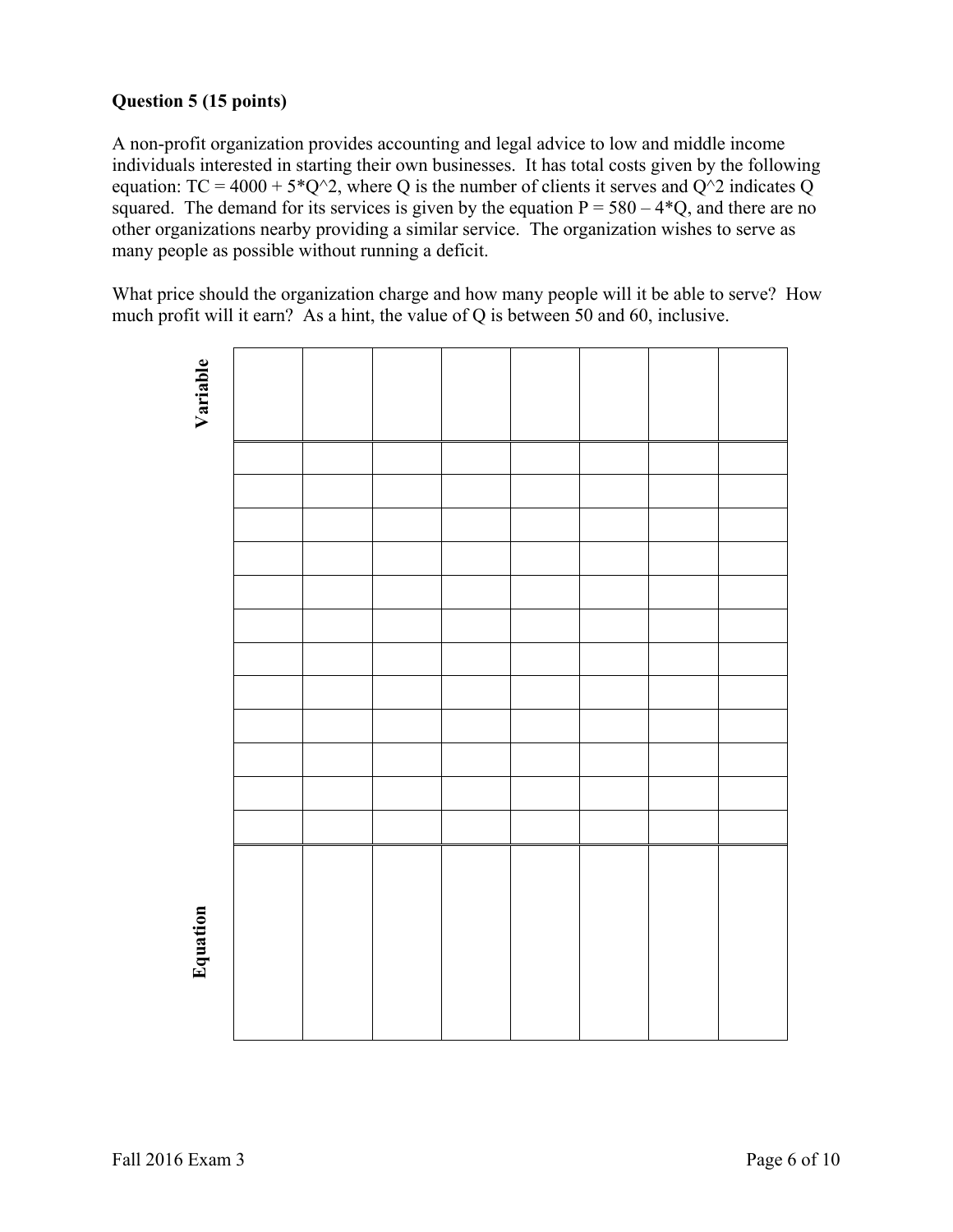**Question 5 (15 points)**

A non-profit organization provides accounting and legal advice to low and middle income individuals interested in starting their own businesses. It has total costs given by the following equation: TC = 4000 + 5*Q^2, where Q is the number of clients it serves and Q^2 indicates Q squared. The demand for its services is given by the equation P = 580 – 4*Q, and there are no other organizations nearby providing a similar service. The organization wishes to serve as many people as possible without running a deficit.

What price should the organization charge and how many people will it be able to serve? How much profit will it earn? As a hint, the value of Q is between 50 and 60, inclusive.

| Variable | | | | | | | | |
|---|---|---|---|---|---|---|---|---|
| | | | | | | | | |
| | | | | | | | | |
| | | | | | | | | |
| | | | | | | | | |
| | | | | | | | | |
| | | | | | | | | |
| | | | | | | | | |
| | | | | | | | | |
| | | | | | | | | |
| | | | | | | | | |
| | | | | | | | | |
| | | | | | | | | |
| **Equation** | | | | | | | | |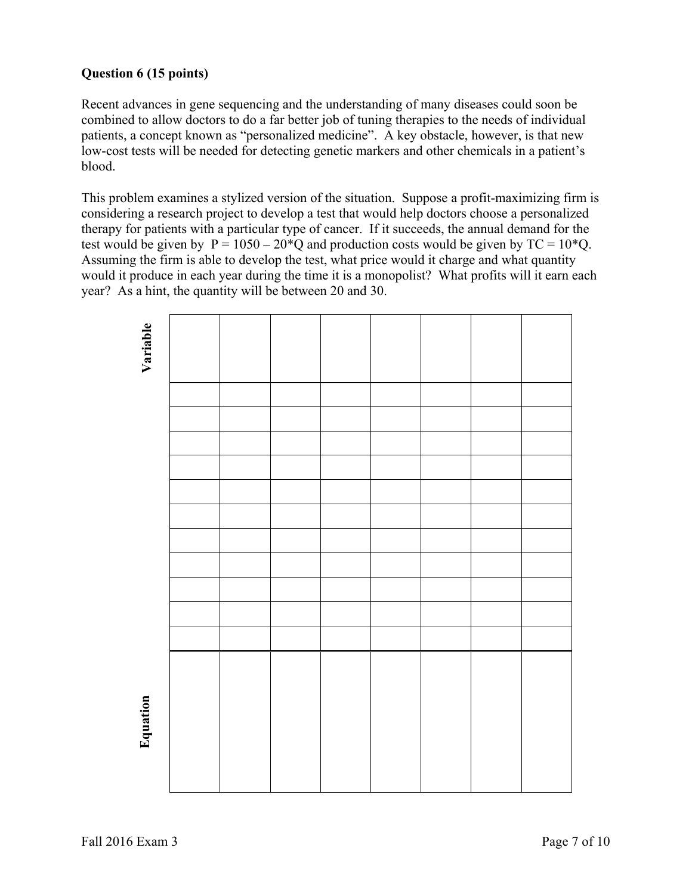**Question 6 (15 points)**

Recent advances in gene sequencing and the understanding of many diseases could soon be combined to allow doctors to do a far better job of tuning therapies to the needs of individual patients, a concept known as "personalized medicine". A key obstacle, however, is that new low-cost tests will be needed for detecting genetic markers and other chemicals in a patient's blood.

This problem examines a stylized version of the situation. Suppose a profit-maximizing firm is considering a research project to develop a test that would help doctors choose a personalized therapy for patients with a particular type of cancer. If it succeeds, the annual demand for the test would be given by $P = 1050 - 20*Q$ and production costs would be given by $TC = 10*Q$. Assuming the firm is able to develop the test, what price would it charge and what quantity would it produce in each year during the time it is a monopolist? What profits will it earn each year? As a hint, the quantity will be between 20 and 30.

| **Variable** | | | | | | | |
|---|---|---|---|---|---|---|---|
| | | | | | | | |
| | | | | | | | |
| | | | | | | | |
| | | | | | | | |
| | | | | | | | |
| | | | | | | | |
| | | | | | | | |
| | | | | | | | |
| | | | | | | | |
| | | | | | | | |
| | | | | | | | |
| **Equation** | | | | | | | |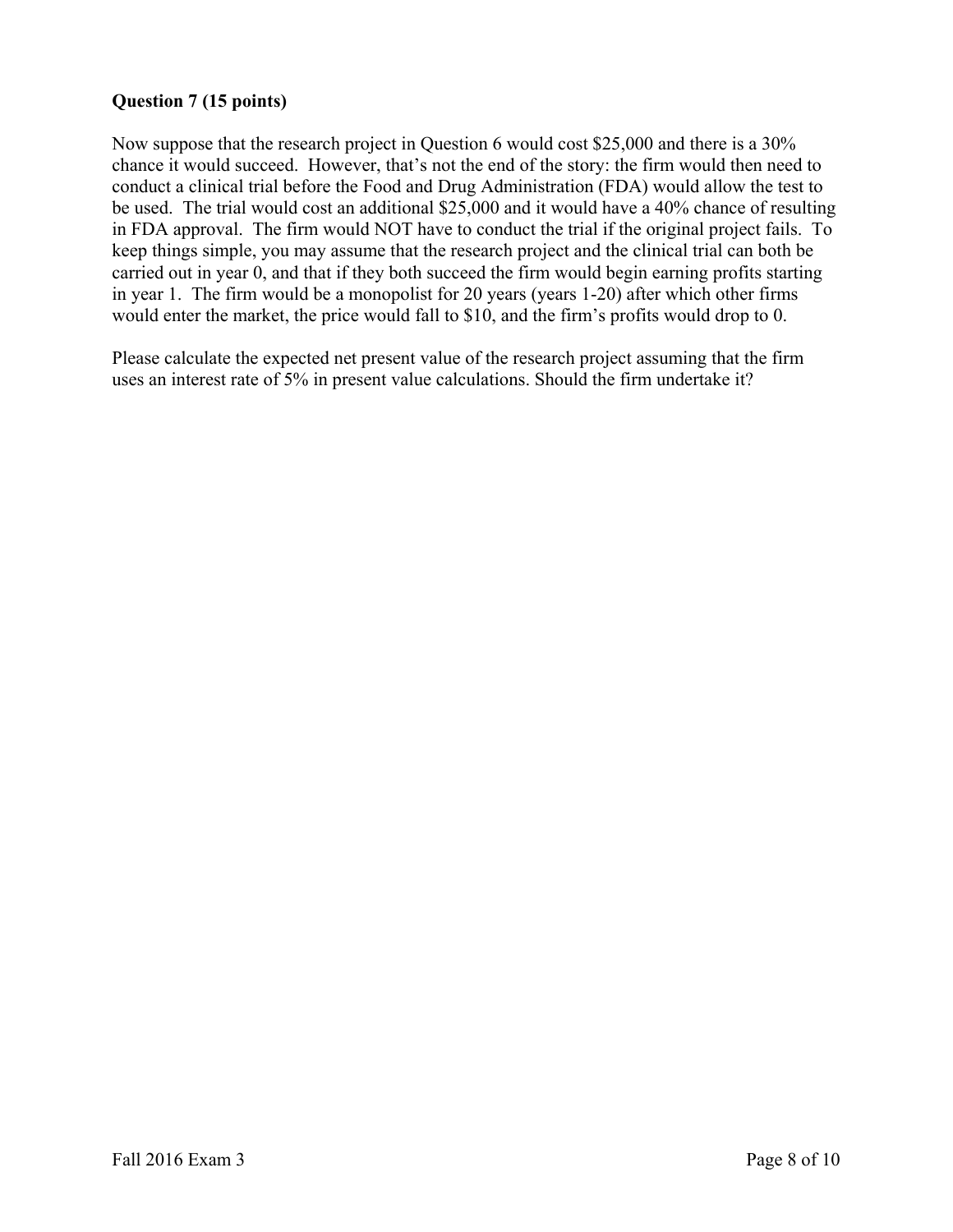**Question 7 (15 points)**

Now suppose that the research project in Question 6 would cost $25,000 and there is a 30% chance it would succeed. However, that's not the end of the story: the firm would then need to conduct a clinical trial before the Food and Drug Administration (FDA) would allow the test to be used. The trial would cost an additional $25,000 and it would have a 40% chance of resulting in FDA approval. The firm would NOT have to conduct the trial if the original project fails. To keep things simple, you may assume that the research project and the clinical trial can both be carried out in year 0, and that if they both succeed the firm would begin earning profits starting in year 1. The firm would be a monopolist for 20 years (years 1-20) after which other firms would enter the market, the price would fall to $10, and the firm's profits would drop to 0.

Please calculate the expected net present value of the research project assuming that the firm uses an interest rate of 5% in present value calculations. Should the firm undertake it?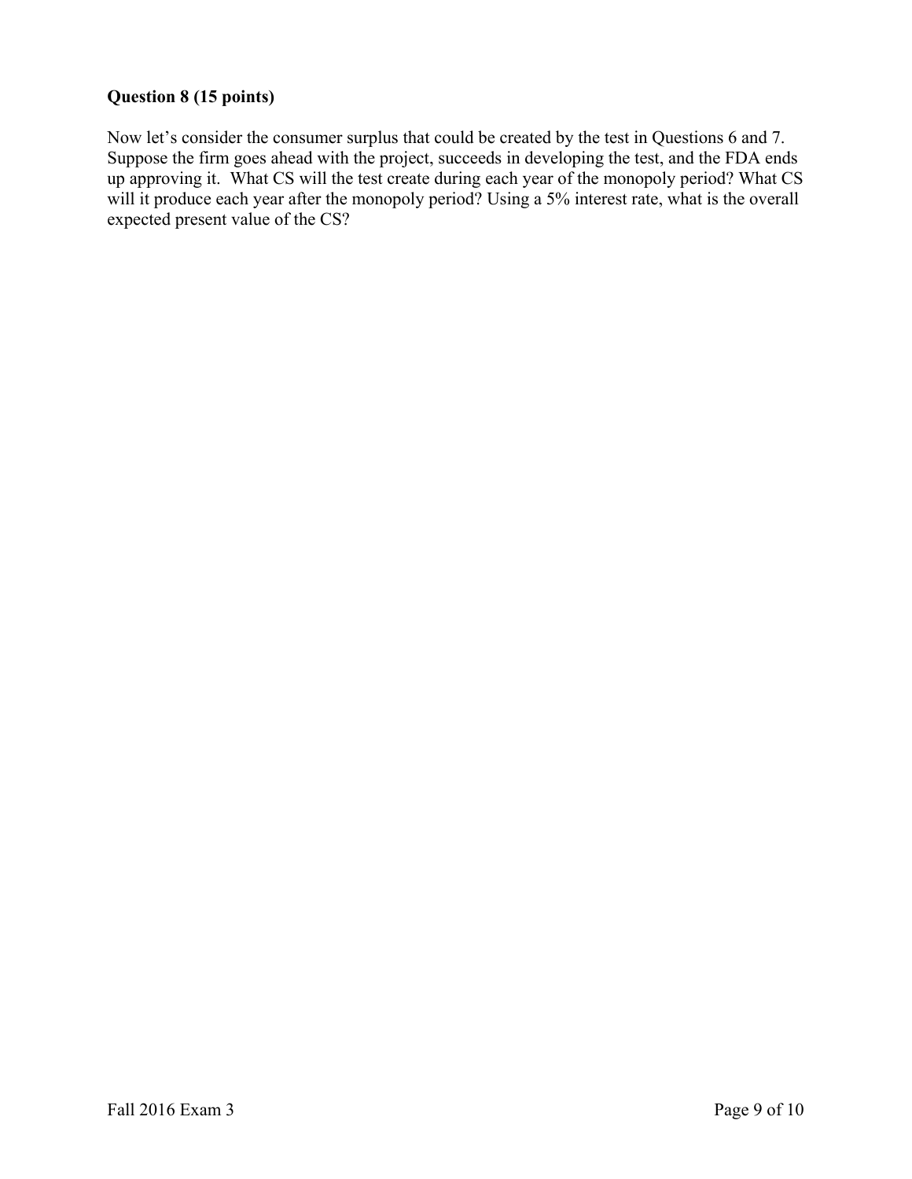**Question 8 (15 points)**

Now let's consider the consumer surplus that could be created by the test in Questions 6 and 7. Suppose the firm goes ahead with the project, succeeds in developing the test, and the FDA ends up approving it. What CS will the test create during each year of the monopoly period? What CS will it produce each year after the monopoly period? Using a 5% interest rate, what is the overall expected present value of the CS?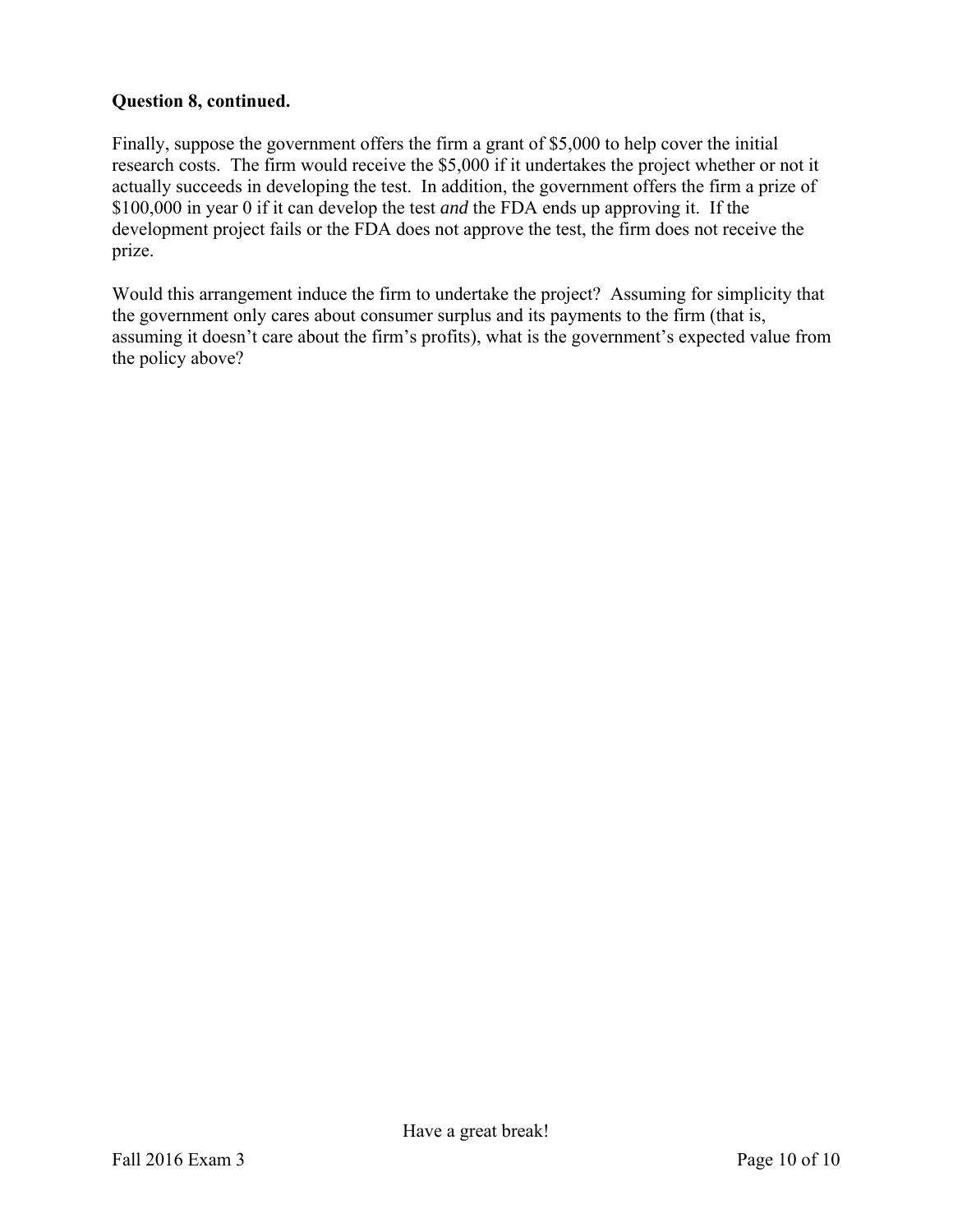**Question 8, continued.**

Finally, suppose the government offers the firm a grant of $5,000 to help cover the initial research costs. The firm would receive the $5,000 if it undertakes the project whether or not it actually succeeds in developing the test. In addition, the government offers the firm a prize of $100,000 in year 0 if it can develop the test *and* the FDA ends up approving it. If the development project fails or the FDA does not approve the test, the firm does not receive the prize.

Would this arrangement induce the firm to undertake the project? Assuming for simplicity that the government only cares about consumer surplus and its payments to the firm (that is, assuming it doesn't care about the firm's profits), what is the government's expected value from the policy above?

Have a great break!